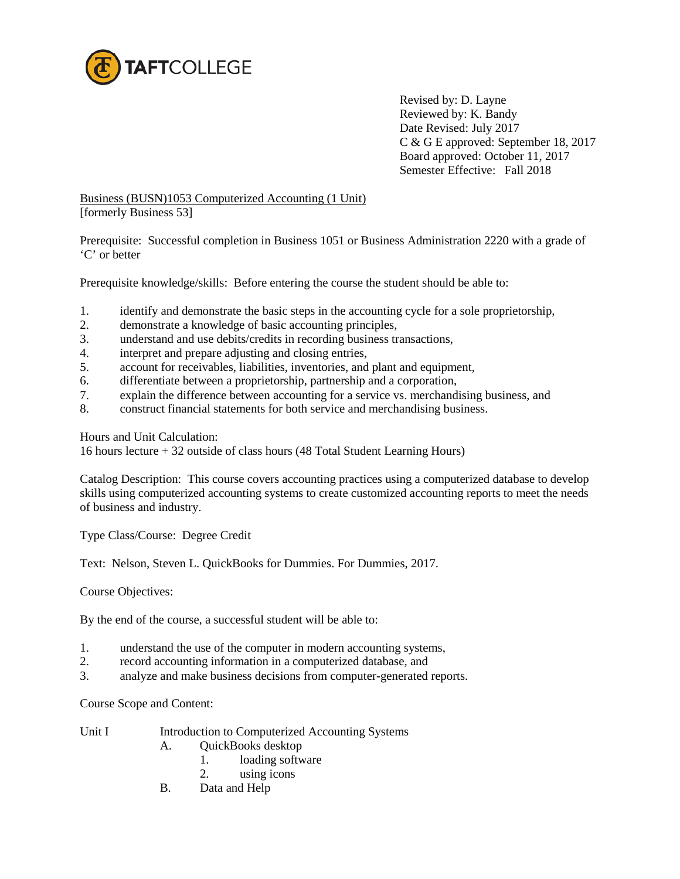TAFTCOLLEGE

Revised by: D. Layne
Reviewed by: K. Bandy
Date Revised: July 2017
C & G E approved: September 18, 2017
Board approved: October 11, 2017
Semester Effective: Fall 2018

Business (BUSN)1053 Computerized Accounting (1 Unit)
[formerly Business 53]

Prerequisite: Successful completion in Business 1051 or Business Administration 2220 with a grade of 'C' or better

Prerequisite knowledge/skills: Before entering the course the student should be able to:

1. identify and demonstrate the basic steps in the accounting cycle for a sole proprietorship,
2. demonstrate a knowledge of basic accounting principles,
3. understand and use debits/credits in recording business transactions,
4. interpret and prepare adjusting and closing entries,
5. account for receivables, liabilities, inventories, and plant and equipment,
6. differentiate between a proprietorship, partnership and a corporation,
7. explain the difference between accounting for a service vs. merchandising business, and
8. construct financial statements for both service and merchandising business.

Hours and Unit Calculation:
16 hours lecture + 32 outside of class hours (48 Total Student Learning Hours)

Catalog Description: This course covers accounting practices using a computerized database to develop skills using computerized accounting systems to create customized accounting reports to meet the needs of business and industry.

Type Class/Course: Degree Credit

Text: Nelson, Steven L. QuickBooks for Dummies. For Dummies, 2017.

Course Objectives:

By the end of the course, a successful student will be able to:

1. understand the use of the computer in modern accounting systems,
2. record accounting information in a computerized database, and
3. analyze and make business decisions from computer-generated reports.

Course Scope and Content:

Unit I Introduction to Computerized Accounting Systems

- A. QuickBooks desktop
  1. loading software
  2. using icons
- B. Data and Help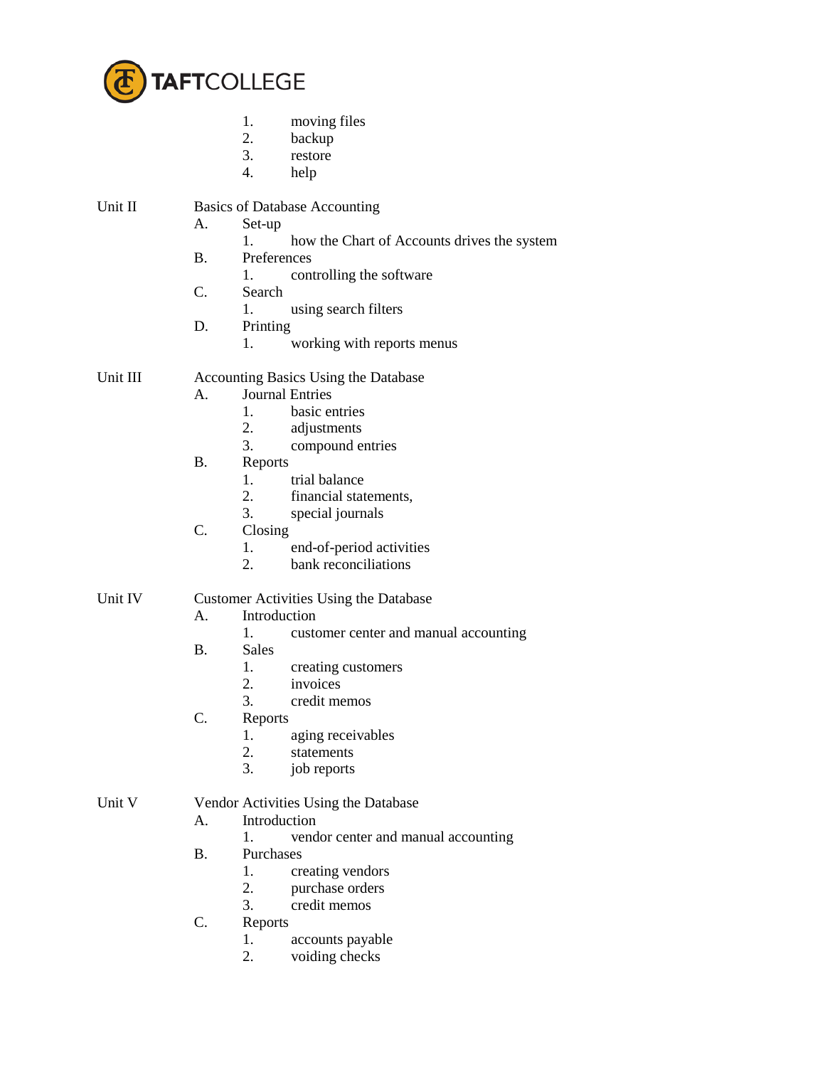1. moving files
2. backup
3. restore
4. help

Unit II Basics of Database Accounting

- A. Set-up
  1. how the Chart of Accounts drives the system
- B. Preferences
  1. controlling the software
- C. Search
  1. using search filters
- D. Printing
  1. working with reports menus

Unit III Accounting Basics Using the Database

- A. Journal Entries
  1. basic entries
  2. adjustments
  3. compound entries
- B. Reports
  1. trial balance
  2. financial statements,
  3. special journals
- C. Closing
  1. end-of-period activities
  2. bank reconciliations

Unit IV Customer Activities Using the Database

- A. Introduction
  1. customer center and manual accounting
- B. Sales
  1. creating customers
  2. invoices
  3. credit memos
- C. Reports
  1. aging receivables
  2. statements
  3. job reports

Unit V Vendor Activities Using the Database

- A. Introduction
  1. vendor center and manual accounting
- B. Purchases
  1. creating vendors
  2. purchase orders
  3. credit memos
- C. Reports
  1. accounts payable
  2. voiding checks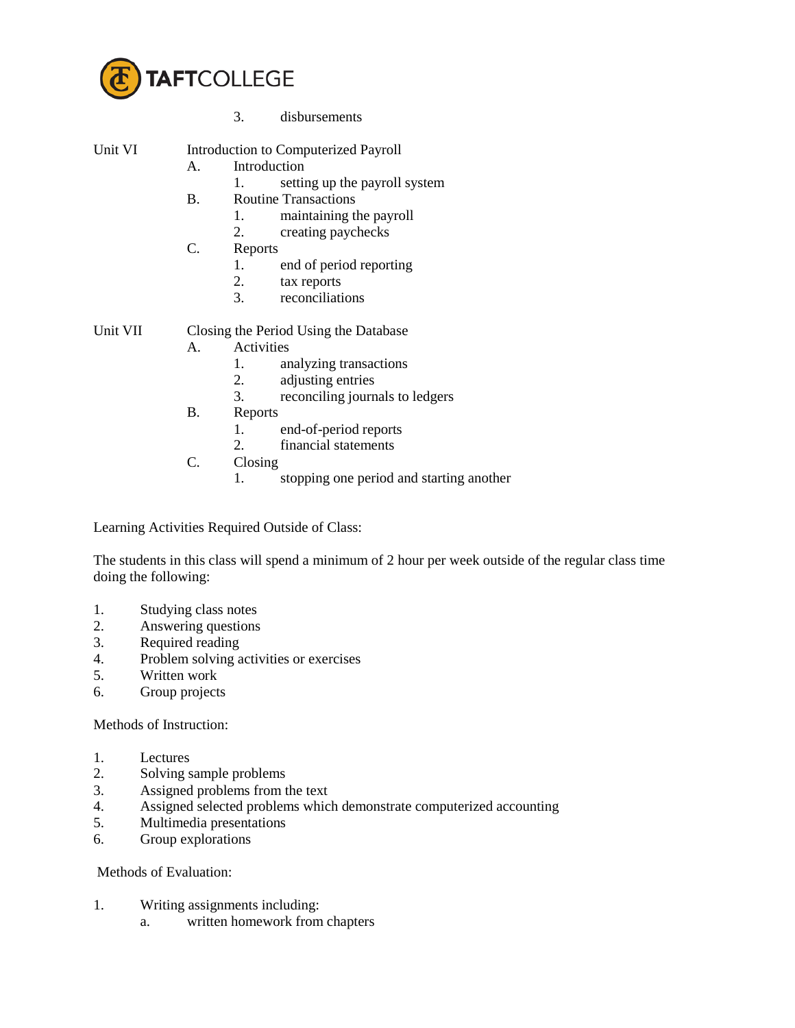3. disbursements

Unit VI Introduction to Computerized Payroll

- A. Introduction
  1. setting up the payroll system
- B. Routine Transactions
  1. maintaining the payroll
  2. creating paychecks
- C. Reports
  1. end of period reporting
  2. tax reports
  3. reconciliations

Unit VII Closing the Period Using the Database

- A. Activities
  1. analyzing transactions
  2. adjusting entries
  3. reconciling journals to ledgers
- B. Reports
  1. end-of-period reports
  2. financial statements
- C. Closing
  1. stopping one period and starting another

Learning Activities Required Outside of Class:

The students in this class will spend a minimum of 2 hour per week outside of the regular class time doing the following:

1. Studying class notes
2. Answering questions
3. Required reading
4. Problem solving activities or exercises
5. Written work
6. Group projects

Methods of Instruction:

1. Lectures
2. Solving sample problems
3. Assigned problems from the text
4. Assigned selected problems which demonstrate computerized accounting
5. Multimedia presentations
6. Group explorations

Methods of Evaluation:

1. Writing assignments including:
   - a. written homework from chapters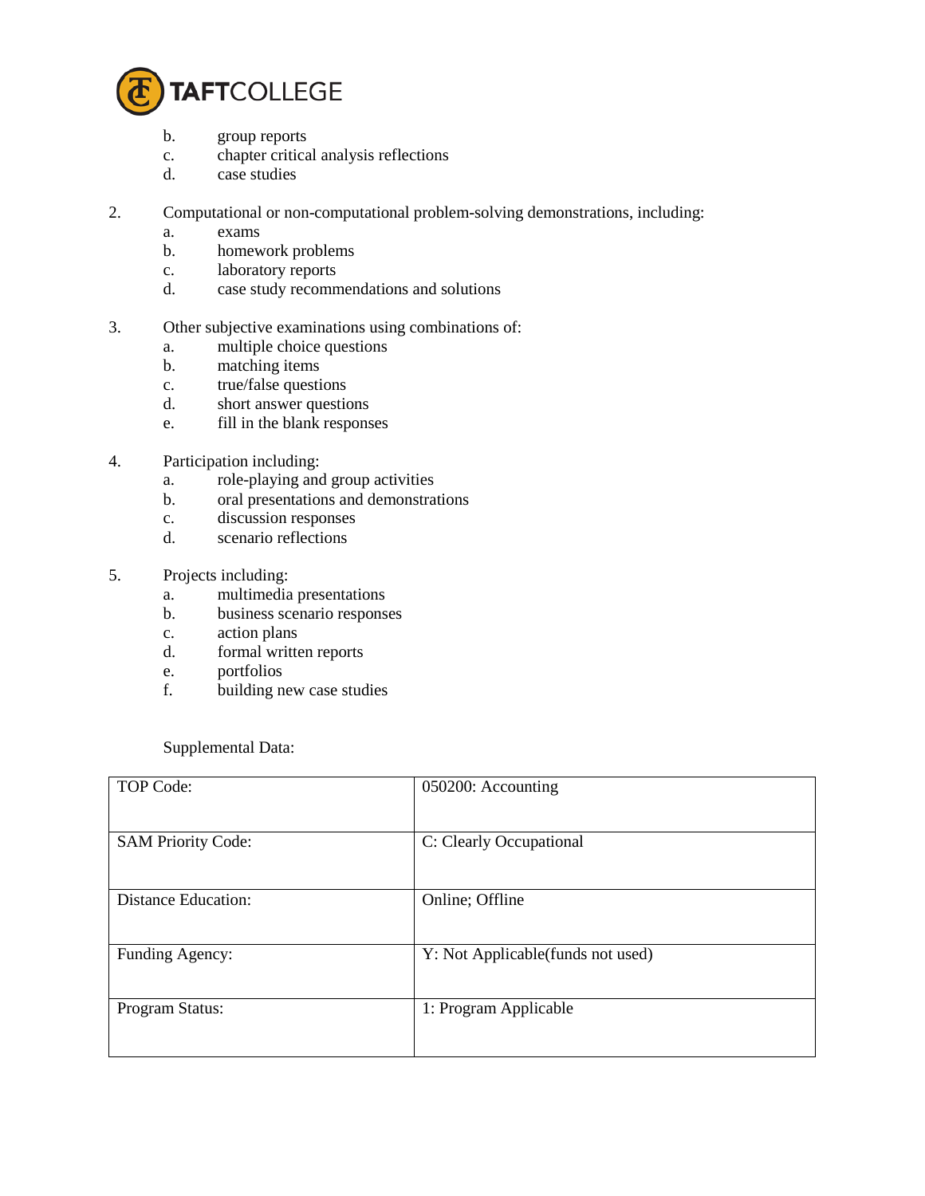b. group reports
c. chapter critical analysis reflections
d. case studies

2. Computational or non-computational problem-solving demonstrations, including:
   a. exams
   b. homework problems
   c. laboratory reports
   d. case study recommendations and solutions

3. Other subjective examinations using combinations of:
   a. multiple choice questions
   b. matching items
   c. true/false questions
   d. short answer questions
   e. fill in the blank responses

4. Participation including:
   a. role-playing and group activities
   b. oral presentations and demonstrations
   c. discussion responses
   d. scenario reflections

5. Projects including:
   a. multimedia presentations
   b. business scenario responses
   c. action plans
   d. formal written reports
   e. portfolios
   f. building new case studies

Supplemental Data:

| | |
|---|---|
| TOP Code: | 050200: Accounting |
| SAM Priority Code: | C: Clearly Occupational |
| Distance Education: | Online; Offline |
| Funding Agency: | Y: Not Applicable(funds not used) |
| Program Status: | 1: Program Applicable |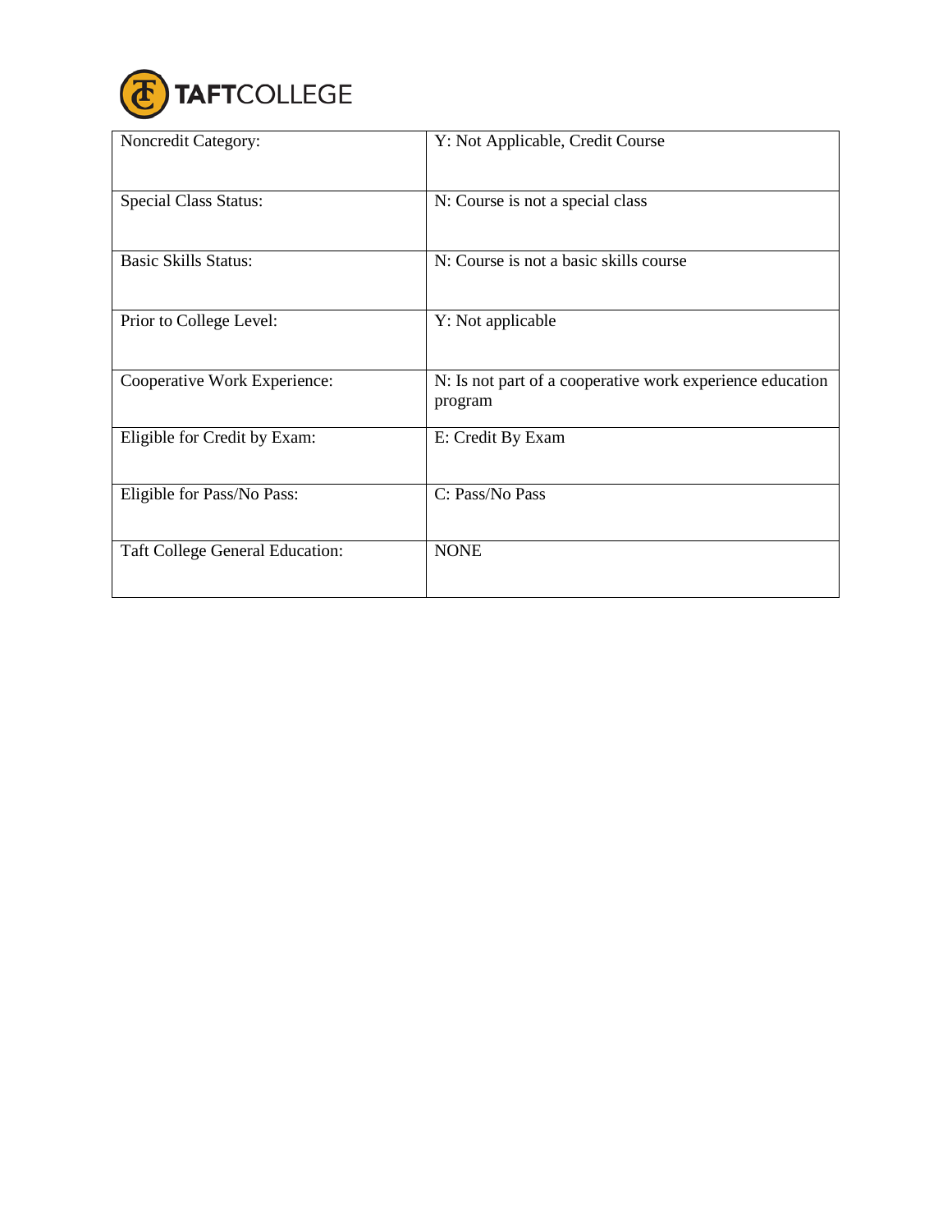| | |
|---|---|
| Noncredit Category: | Y: Not Applicable, Credit Course |
| Special Class Status: | N: Course is not a special class |
| Basic Skills Status: | N: Course is not a basic skills course |
| Prior to College Level: | Y: Not applicable |
| Cooperative Work Experience: | N: Is not part of a cooperative work experience education program |
| Eligible for Credit by Exam: | E: Credit By Exam |
| Eligible for Pass/No Pass: | C: Pass/No Pass |
| Taft College General Education: | NONE |